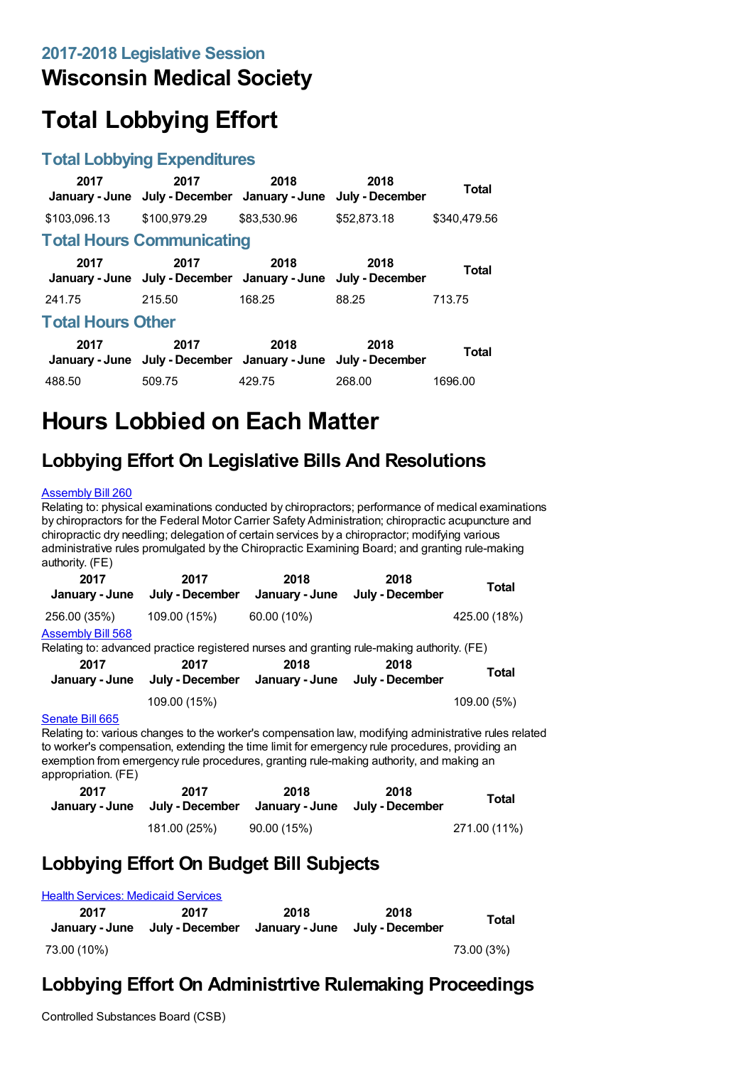## 2017-2018 Legislative Session

# Wisconsin Medical Society

# Total Lobbying Effort

## Total Lobbying Expenditures

| 2017 January - June | 2017 July - December | 2018 January - June | 2018 July - December | Total |
|---|---|---|---|---|
| $103,096.13 | $100,979.29 | $83,530.96 | $52,873.18 | $340,479.56 |

## Total Hours Communicating

| 2017 January - June | 2017 July - December | 2018 January - June | 2018 July - December | Total |
|---|---|---|---|---|
| 241.75 | 215.50 | 168.25 | 88.25 | 713.75 |

## Total Hours Other

| 2017 January - June | 2017 July - December | 2018 January - June | 2018 July - December | Total |
|---|---|---|---|---|
| 488.50 | 509.75 | 429.75 | 268.00 | 1696.00 |

# Hours Lobbied on Each Matter

## Lobbying Effort On Legislative Bills And Resolutions

Assembly Bill 260

Relating to: physical examinations conducted by chiropractors; performance of medical examinations by chiropractors for the Federal Motor Carrier Safety Administration; chiropractic acupuncture and chiropractic dry needling; delegation of certain services by a chiropractor; modifying various administrative rules promulgated by the Chiropractic Examining Board; and granting rule-making authority. (FE)

| 2017 January - June | 2017 July - December | 2018 January - June | 2018 July - December | Total |
|---|---|---|---|---|
| 256.00 (35%) | 109.00 (15%) | 60.00 (10%) | | 425.00 (18%) |

Assembly Bill 568

Relating to: advanced practice registered nurses and granting rule-making authority. (FE)

| 2017 January - June | 2017 July - December | 2018 January - June | 2018 July - December | Total |
|---|---|---|---|---|
| | 109.00 (15%) | | | 109.00 (5%) |

Senate Bill 665

Relating to: various changes to the worker's compensation law, modifying administrative rules related to worker's compensation, extending the time limit for emergency rule procedures, providing an exemption from emergency rule procedures, granting rule-making authority, and making an appropriation. (FE)

| 2017 January - June | 2017 July - December | 2018 January - June | 2018 July - December | Total |
|---|---|---|---|---|
| | 181.00 (25%) | 90.00 (15%) | | 271.00 (11%) |

## Lobbying Effort On Budget Bill Subjects

Health Services: Medicaid Services

| 2017 January - June | 2017 July - December | 2018 January - June | 2018 July - December | Total |
|---|---|---|---|---|
| 73.00 (10%) | | | | 73.00 (3%) |

## Lobbying Effort On Administrtive Rulemaking Proceedings

Controlled Substances Board (CSB)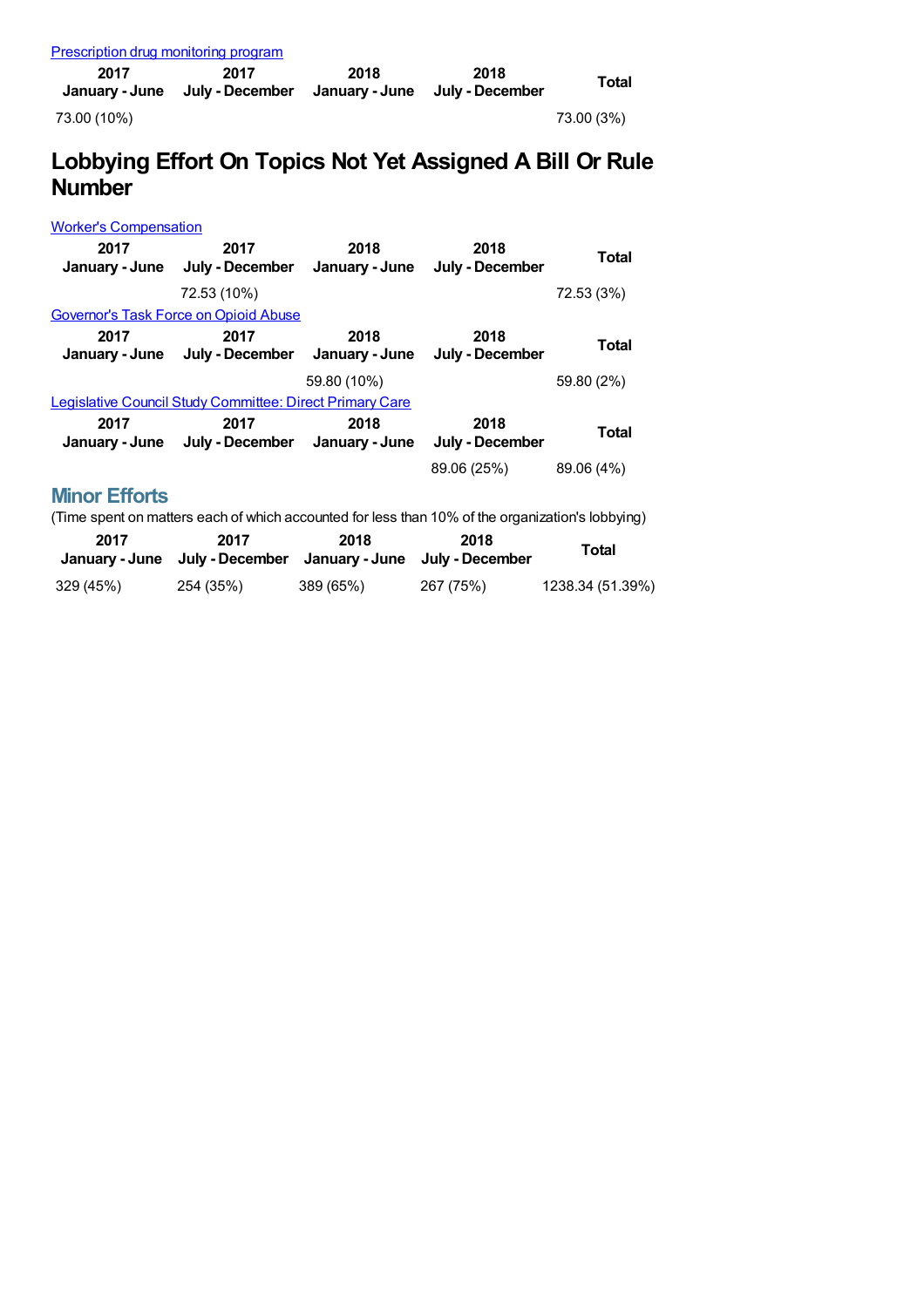Prescription drug monitoring program

| 2017 January - June | 2017 July - December | 2018 January - June | 2018 July - December | Total |
|---|---|---|---|---|
| 73.00 (10%) | | | | 73.00 (3%) |

# Lobbying Effort On Topics Not Yet Assigned A Bill Or Rule Number

Worker's Compensation

| 2017 January - June | 2017 July - December | 2018 January - June | 2018 July - December | Total |
|---|---|---|---|---|
| | 72.53 (10%) | | | 72.53 (3%) |

Governor's Task Force on Opioid Abuse

| 2017 January - June | 2017 July - December | 2018 January - June | 2018 July - December | Total |
|---|---|---|---|---|
| | | 59.80 (10%) | | 59.80 (2%) |

Legislative Council Study Committee: Direct Primary Care

| 2017 January - June | 2017 July - December | 2018 January - June | 2018 July - December | Total |
|---|---|---|---|---|
| | | | 89.06 (25%) | 89.06 (4%) |

## Minor Efforts

(Time spent on matters each of which accounted for less than 10% of the organization's lobbying)

| 2017 January - June | 2017 July - December | 2018 January - June | 2018 July - December | Total |
|---|---|---|---|---|
| 329 (45%) | 254 (35%) | 389 (65%) | 267 (75%) | 1238.34 (51.39%) |